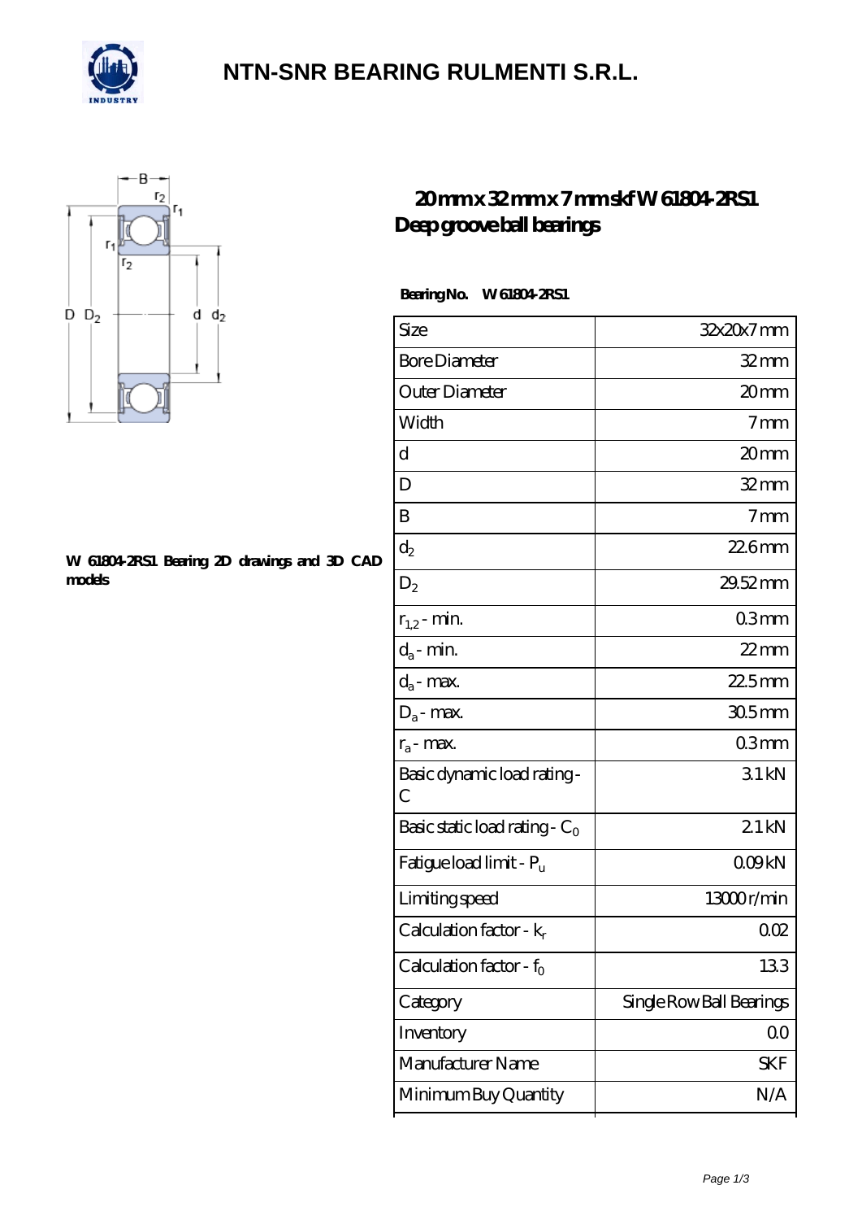# NTN-SNR BEARING RULMENTI S.R.L.

## 20 mm x 32 mm x 7 mm skf W 61804-2RS1 Deep groove ball bearings

W 61804-2RS1 Bearing 2D drawings and 3D CAD models

**Bearing No.** W 61804-2RS1

| | |
|---|---|
| Size | 32x20x7 mm |
| Bore Diameter | 32 mm |
| Outer Diameter | 20 mm |
| Width | 7 mm |
| d | 20 mm |
| D | 32 mm |
| B | 7 mm |
| $d_2$ | 22.6 mm |
| $D_2$ | 29.52 mm |
| $r_{1,2}$ - min. | 0.3 mm |
| $d_a$ - min. | 22 mm |
| $d_a$ - max. | 22.5 mm |
| $D_a$ - max. | 30.5 mm |
| $r_a$ - max. | 0.3 mm |
| Basic dynamic load rating - C | 3.1 kN |
| Basic static load rating - $C_0$ | 2.1 kN |
| Fatigue load limit - $P_u$ | 0.09 kN |
| Limiting speed | 13000 r/min |
| Calculation factor - $k_r$ | 0.02 |
| Calculation factor - $f_0$ | 13.3 |
| Category | Single Row Ball Bearings |
| Inventory | 0.0 |
| Manufacturer Name | SKF |
| Minimum Buy Quantity | N/A |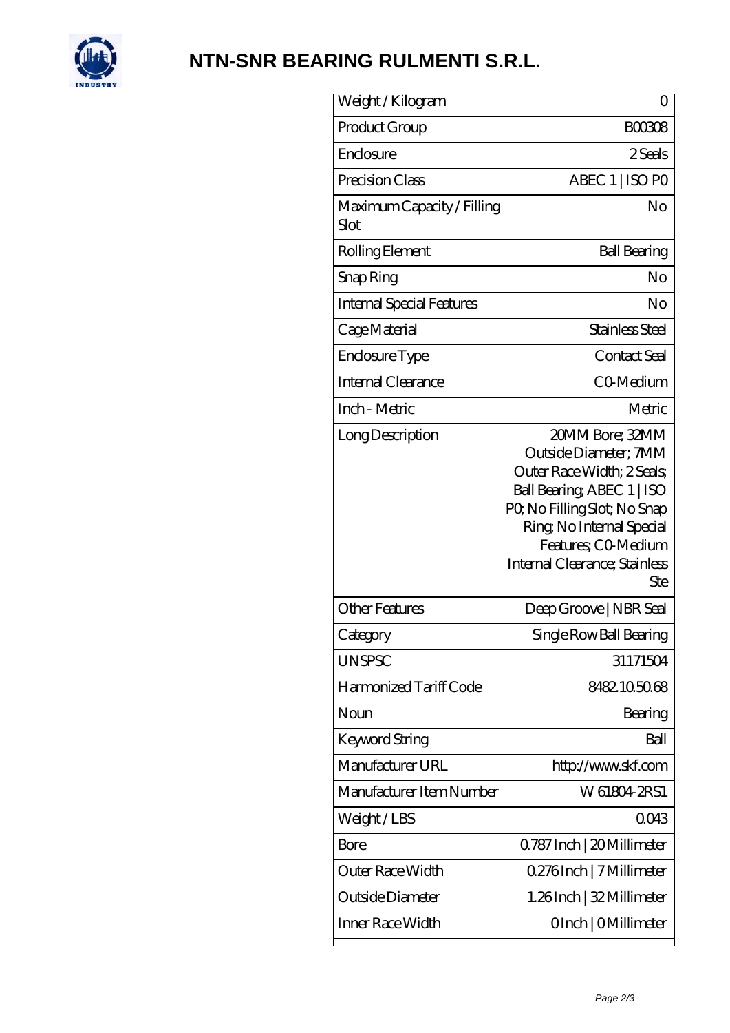# NTN-SNR BEARING RULMENTI S.R.L.

| Weight / Kilogram | 0 |
|---|---|
| Product Group | B00308 |
| Enclosure | 2 Seals |
| Precision Class | ABEC 1 \| ISO P0 |
| Maximum Capacity / Filling Slot | No |
| Rolling Element | Ball Bearing |
| Snap Ring | No |
| Internal Special Features | No |
| Cage Material | Stainless Steel |
| Enclosure Type | Contact Seal |
| Internal Clearance | C0-Medium |
| Inch - Metric | Metric |
| Long Description | 20MM Bore; 32MM Outside Diameter; 7MM Outer Race Width; 2 Seals; Ball Bearing; ABEC 1 \| ISO P0; No Filling Slot; No Snap Ring; No Internal Special Features; C0-Medium Internal Clearance; Stainless Ste |
| Other Features | Deep Groove \| NBR Seal |
| Category | Single Row Ball Bearing |
| UNSPSC | 31171504 |
| Harmonized Tariff Code | 8482.10.50.68 |
| Noun | Bearing |
| Keyword String | Ball |
| Manufacturer URL | http://www.skf.com |
| Manufacturer Item Number | W 61804-2RS1 |
| Weight / LBS | 0.043 |
| Bore | 0.787 Inch \| 20 Millimeter |
| Outer Race Width | 0.276 Inch \| 7 Millimeter |
| Outside Diameter | 1.26 Inch \| 32 Millimeter |
| Inner Race Width | 0 Inch \| 0 Millimeter |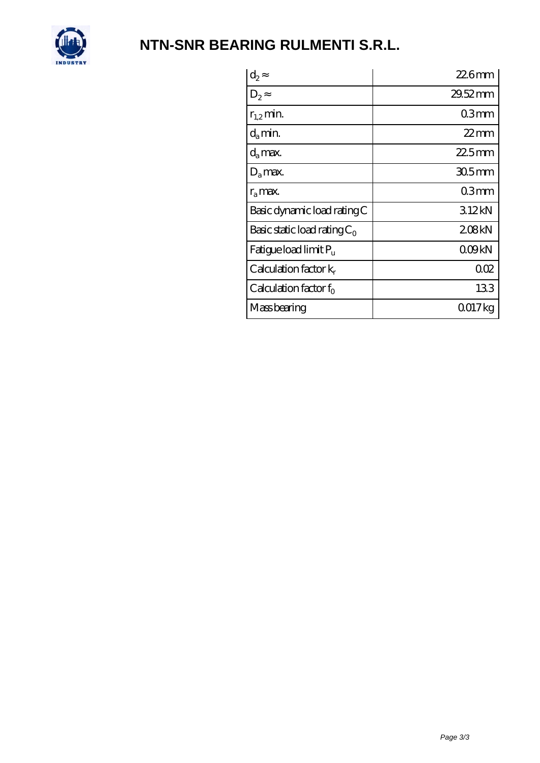# NTN-SNR BEARING RULMENTI S.R.L.

| | |
|---|---|
| $d_2 \approx$ | 22.6 mm |
| $D_2 \approx$ | 29.52 mm |
| $r_{1,2}$ min. | 0.3 mm |
| $d_a$ min. | 22 mm |
| $d_a$ max. | 22.5 mm |
| $D_a$ max. | 30.5 mm |
| $r_a$ max. | 0.3 mm |
| Basic dynamic load rating C | 3.12 kN |
| Basic static load rating $C_0$ | 2.08 kN |
| Fatigue load limit $P_u$ | 0.09 kN |
| Calculation factor $k_r$ | 0.02 |
| Calculation factor $f_0$ | 13.3 |
| Mass bearing | 0.017 kg |